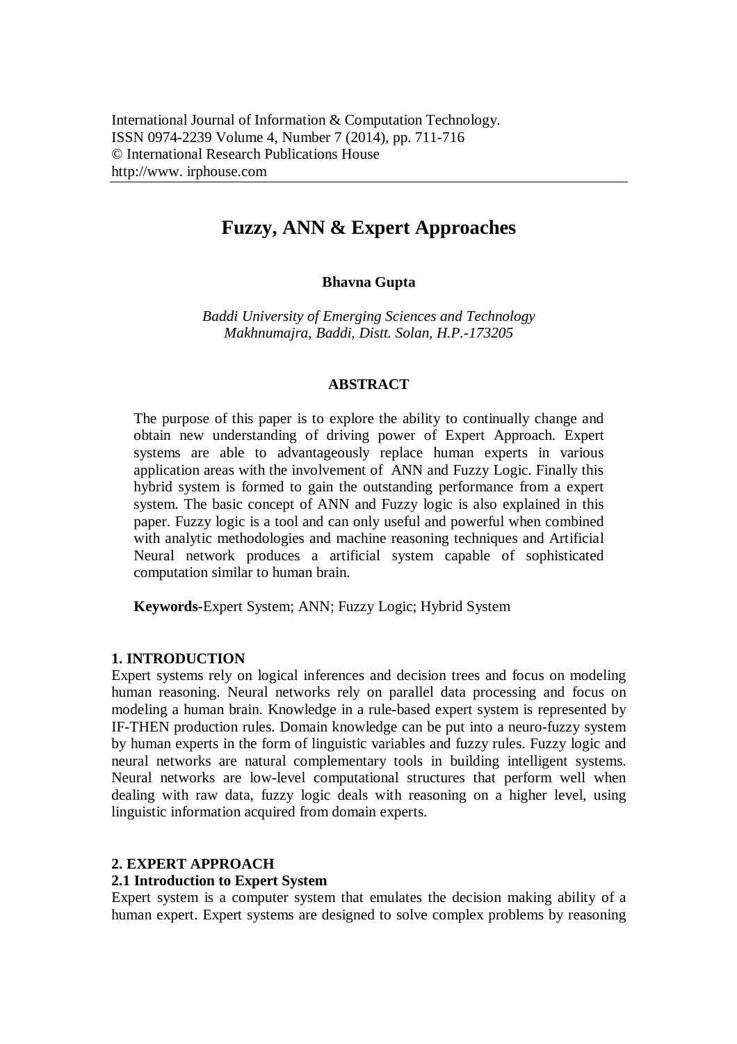International Journal of Information & Computation Technology.
ISSN 0974-2239 Volume 4, Number 7 (2014), pp. 711-716
© International Research Publications House
http://www. irphouse.com

# Fuzzy, ANN & Expert Approaches

**Bhavna Gupta**

*Baddi University of Emerging Sciences and Technology*
*Makhnumajra, Baddi, Distt. Solan, H.P.-173205*

## ABSTRACT

The purpose of this paper is to explore the ability to continually change and obtain new understanding of driving power of Expert Approach. Expert systems are able to advantageously replace human experts in various application areas with the involvement of ANN and Fuzzy Logic. Finally this hybrid system is formed to gain the outstanding performance from a expert system. The basic concept of ANN and Fuzzy logic is also explained in this paper. Fuzzy logic is a tool and can only useful and powerful when combined with analytic methodologies and machine reasoning techniques and Artificial Neural network produces a artificial system capable of sophisticated computation similar to human brain.

**Keywords-**Expert System; ANN; Fuzzy Logic; Hybrid System

## 1. INTRODUCTION

Expert systems rely on logical inferences and decision trees and focus on modeling human reasoning. Neural networks rely on parallel data processing and focus on modeling a human brain. Knowledge in a rule-based expert system is represented by IF-THEN production rules. Domain knowledge can be put into a neuro-fuzzy system by human experts in the form of linguistic variables and fuzzy rules. Fuzzy logic and neural networks are natural complementary tools in building intelligent systems. Neural networks are low-level computational structures that perform well when dealing with raw data, fuzzy logic deals with reasoning on a higher level, using linguistic information acquired from domain experts.

## 2. EXPERT APPROACH

### 2.1 Introduction to Expert System

Expert system is a computer system that emulates the decision making ability of a human expert. Expert systems are designed to solve complex problems by reasoning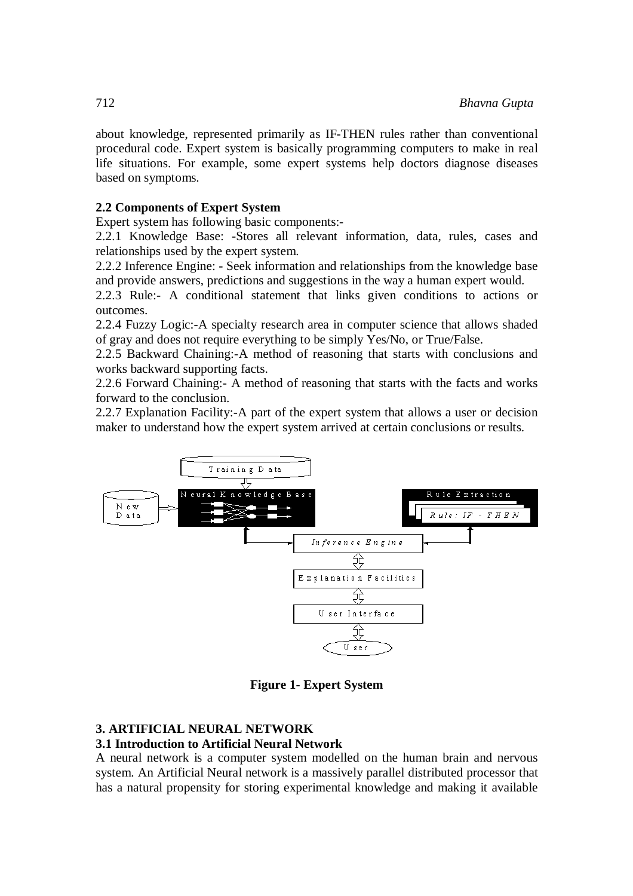about knowledge, represented primarily as IF-THEN rules rather than conventional procedural code. Expert system is basically programming computers to make in real life situations. For example, some expert systems help doctors diagnose diseases based on symptoms.

**2.2 Components of Expert System**

Expert system has following basic components:-

2.2.1 Knowledge Base: -Stores all relevant information, data, rules, cases and relationships used by the expert system.

2.2.2 Inference Engine: - Seek information and relationships from the knowledge base and provide answers, predictions and suggestions in the way a human expert would.

2.2.3 Rule:- A conditional statement that links given conditions to actions or outcomes.

2.2.4 Fuzzy Logic:-A specialty research area in computer science that allows shaded of gray and does not require everything to be simply Yes/No, or True/False.

2.2.5 Backward Chaining:-A method of reasoning that starts with conclusions and works backward supporting facts.

2.2.6 Forward Chaining:- A method of reasoning that starts with the facts and works forward to the conclusion.

2.2.7 Explanation Facility:-A part of the expert system that allows a user or decision maker to understand how the expert system arrived at certain conclusions or results.

**Figure 1- Expert System**

## 3. ARTIFICIAL NEURAL NETWORK

### 3.1 Introduction to Artificial Neural Network

A neural network is a computer system modelled on the human brain and nervous system. An Artificial Neural network is a massively parallel distributed processor that has a natural propensity for storing experimental knowledge and making it available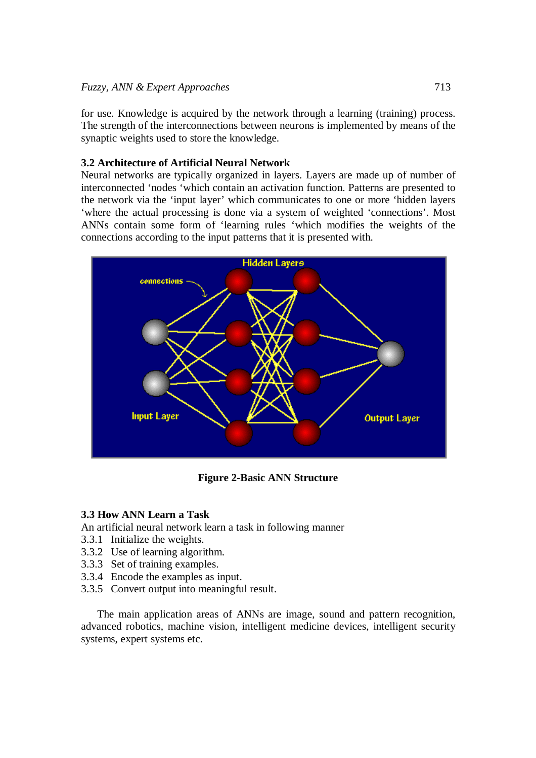for use. Knowledge is acquired by the network through a learning (training) process. The strength of the interconnections between neurons is implemented by means of the synaptic weights used to store the knowledge.

### 3.2 Architecture of Artificial Neural Network

Neural networks are typically organized in layers. Layers are made up of number of interconnected 'nodes 'which contain an activation function. Patterns are presented to the network via the 'input layer' which communicates to one or more 'hidden layers 'where the actual processing is done via a system of weighted 'connections'. Most ANNs contain some form of 'learning rules 'which modifies the weights of the connections according to the input patterns that it is presented with.

Hidden Layers

connections

Input Layer

Output Layer

**Figure 2-Basic ANN Structure**

### 3.3 How ANN Learn a Task

An artificial neural network learn a task in following manner

3.3.1 Initialize the weights.
3.3.2 Use of learning algorithm.
3.3.3 Set of training examples.
3.3.4 Encode the examples as input.
3.3.5 Convert output into meaningful result.

The main application areas of ANNs are image, sound and pattern recognition, advanced robotics, machine vision, intelligent medicine devices, intelligent security systems, expert systems etc.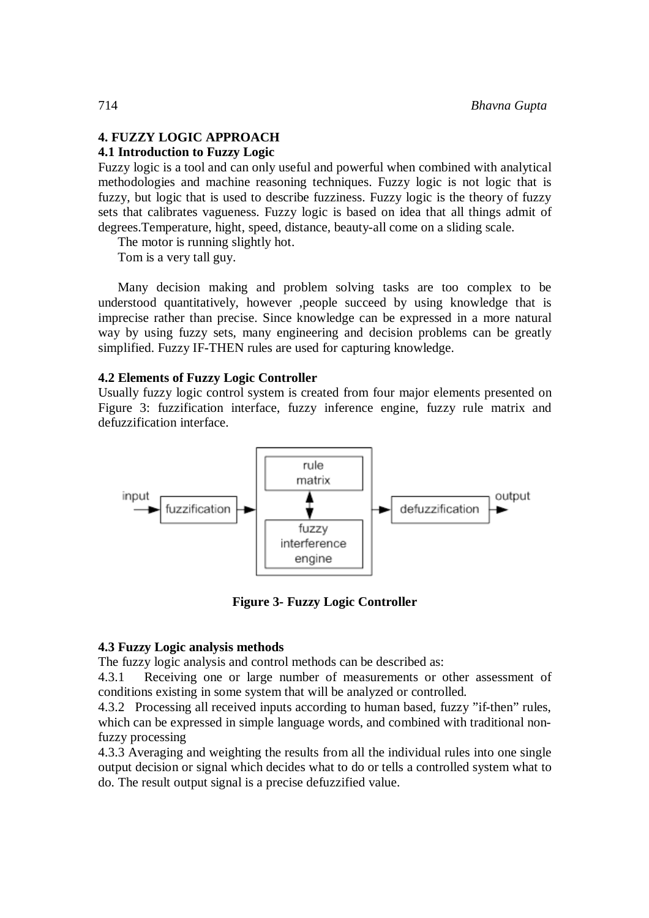## 4. FUZZY LOGIC APPROACH

### 4.1 Introduction to Fuzzy Logic

Fuzzy logic is a tool and can only useful and powerful when combined with analytical methodologies and machine reasoning techniques. Fuzzy logic is not logic that is fuzzy, but logic that is used to describe fuzziness. Fuzzy logic is the theory of fuzzy sets that calibrates vagueness. Fuzzy logic is based on idea that all things admit of degrees.Temperature, hight, speed, distance, beauty-all come on a sliding scale.

The motor is running slightly hot.

Tom is a very tall guy.

Many decision making and problem solving tasks are too complex to be understood quantitatively, however ,people succeed by using knowledge that is imprecise rather than precise. Since knowledge can be expressed in a more natural way by using fuzzy sets, many engineering and decision problems can be greatly simplified. Fuzzy IF-THEN rules are used for capturing knowledge.

### 4.2 Elements of Fuzzy Logic Controller

Usually fuzzy logic control system is created from four major elements presented on Figure 3: fuzzification interface, fuzzy inference engine, fuzzy rule matrix and defuzzification interface.

input
fuzzification
rule matrix
fuzzy interference engine
defuzzification
output

**Figure 3- Fuzzy Logic Controller**

### 4.3 Fuzzy Logic analysis methods

The fuzzy logic analysis and control methods can be described as:

4.3.1 Receiving one or large number of measurements or other assessment of conditions existing in some system that will be analyzed or controlled.

4.3.2 Processing all received inputs according to human based, fuzzy "if-then" rules, which can be expressed in simple language words, and combined with traditional non-fuzzy processing

4.3.3 Averaging and weighting the results from all the individual rules into one single output decision or signal which decides what to do or tells a controlled system what to do. The result output signal is a precise defuzzified value.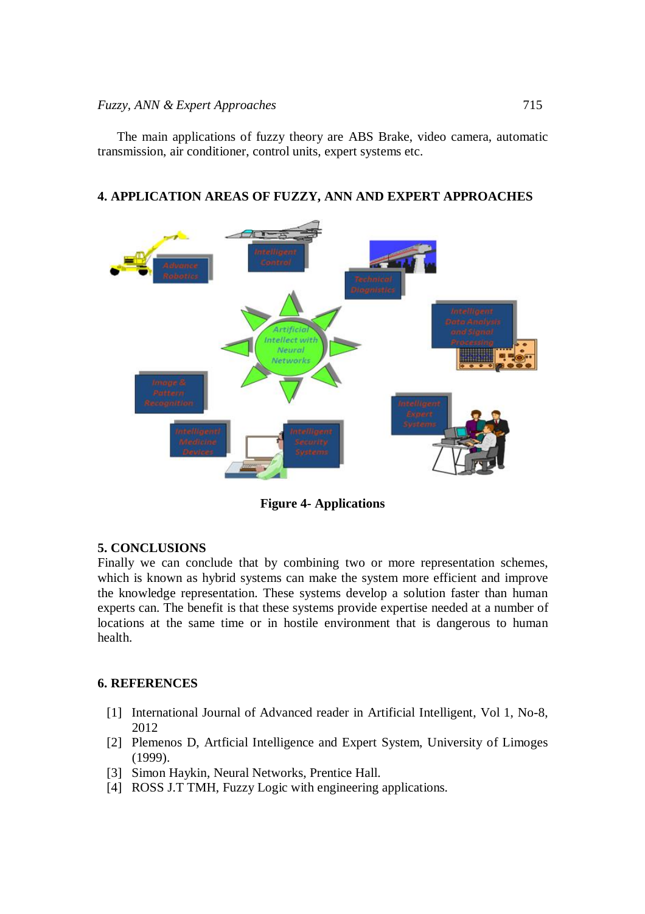The main applications of fuzzy theory are ABS Brake, video camera, automatic transmission, air conditioner, control units, expert systems etc.

## 4. APPLICATION AREAS OF FUZZY, ANN AND EXPERT APPROACHES

Advance Robotics

Intelligent Control

Technical Diagnostics

Intelligent Data Analysis and Signal Processing

Artificial Intellect with Neural Networks

Image & Pattern Recognition

Intelligent Expert Systems

Intelligent Medicine Devices

Intelligent Security Systems

**Figure 4- Applications**

## 5. CONCLUSIONS

Finally we can conclude that by combining two or more representation schemes, which is known as hybrid systems can make the system more efficient and improve the knowledge representation. These systems develop a solution faster than human experts can. The benefit is that these systems provide expertise needed at a number of locations at the same time or in hostile environment that is dangerous to human health.

## 6. REFERENCES

[1] International Journal of Advanced reader in Artificial Intelligent, Vol 1, No-8, 2012

[2] Plemenos D, Artficial Intelligence and Expert System, University of Limoges (1999).

[3] Simon Haykin, Neural Networks, Prentice Hall.

[4] ROSS J.T TMH, Fuzzy Logic with engineering applications.